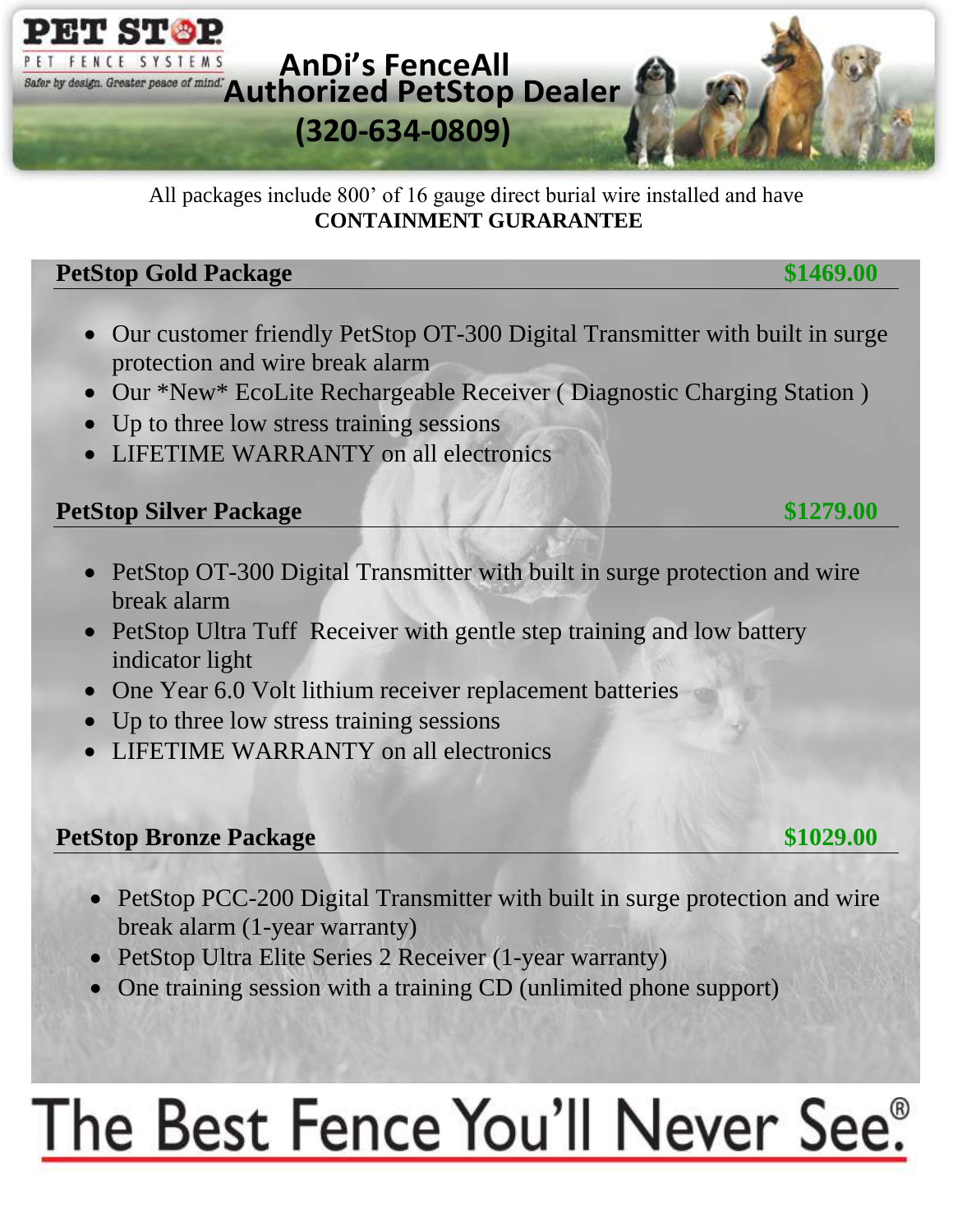PET STOP
PET FENCE SYSTEMS
Safer by design. Greater peace of mind.

# AnDi's FenceAll
# Authorized PetStop Dealer
# (320-634-0809)

All packages include 800' of 16 gauge direct burial wire installed and have
**CONTAINMENT GURARANTEE**

## PetStop Gold Package — $1469.00

- Our customer friendly PetStop OT-300 Digital Transmitter with built in surge protection and wire break alarm
- Our *New* EcoLite Rechargeable Receiver ( Diagnostic Charging Station )
- Up to three low stress training sessions
- LIFETIME WARRANTY on all electronics

## PetStop Silver Package — $1279.00

- PetStop OT-300 Digital Transmitter with built in surge protection and wire break alarm
- PetStop Ultra Tuff Receiver with gentle step training and low battery indicator light
- One Year 6.0 Volt lithium receiver replacement batteries
- Up to three low stress training sessions
- LIFETIME WARRANTY on all electronics

## PetStop Bronze Package — $1029.00

- PetStop PCC-200 Digital Transmitter with built in surge protection and wire break alarm (1-year warranty)
- PetStop Ultra Elite Series 2 Receiver (1-year warranty)
- One training session with a training CD (unlimited phone support)

# The Best Fence You'll Never See®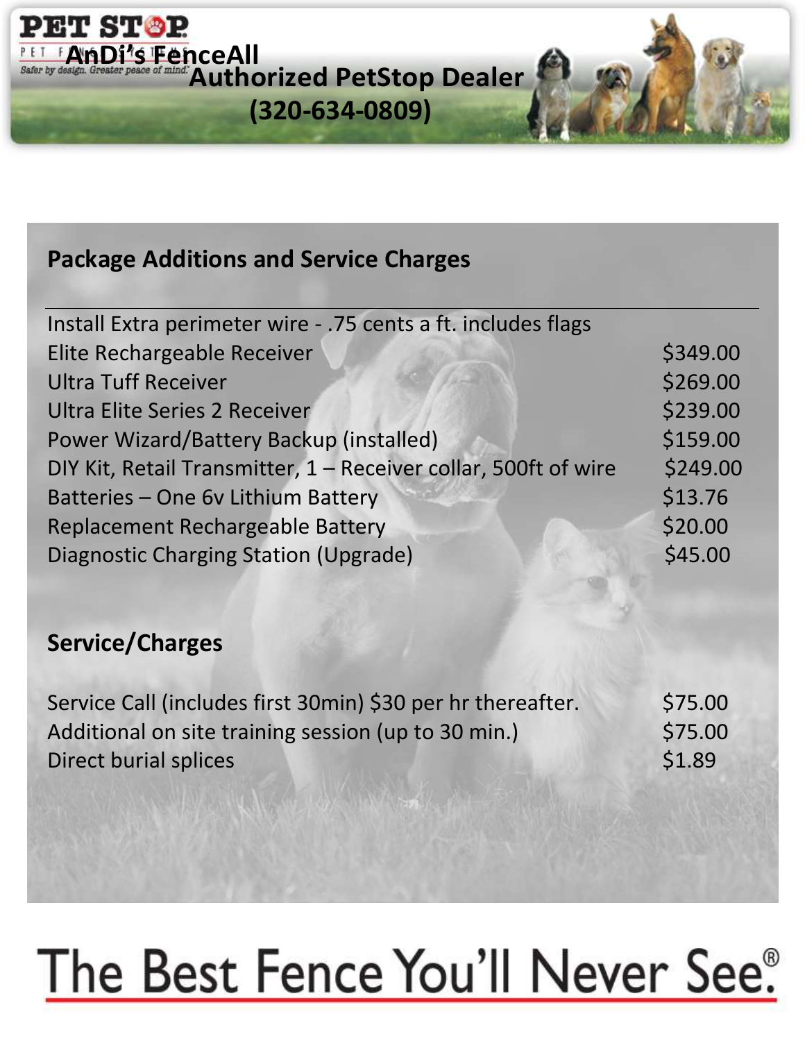PET STOP
Safer by design. Greater peace of mind.

AnDi's FenceAll
Authorized PetStop Dealer
(320-634-0809)

## Package Additions and Service Charges

| | |
|---|---|
| Install Extra perimeter wire - .75 cents a ft. includes flags | |
| Elite Rechargeable Receiver | $349.00 |
| Ultra Tuff Receiver | $269.00 |
| Ultra Elite Series 2 Receiver | $239.00 |
| Power Wizard/Battery Backup (installed) | $159.00 |
| DIY Kit, Retail Transmitter, 1 – Receiver collar, 500ft of wire | $249.00 |
| Batteries – One 6v Lithium Battery | $13.76 |
| Replacement Rechargeable Battery | $20.00 |
| Diagnostic Charging Station (Upgrade) | $45.00 |

## Service/Charges

| | |
|---|---|
| Service Call (includes first 30min) $30 per hr thereafter. | $75.00 |
| Additional on site training session (up to 30 min.) | $75.00 |
| Direct burial splices | $1.89 |

The Best Fence You'll Never See®